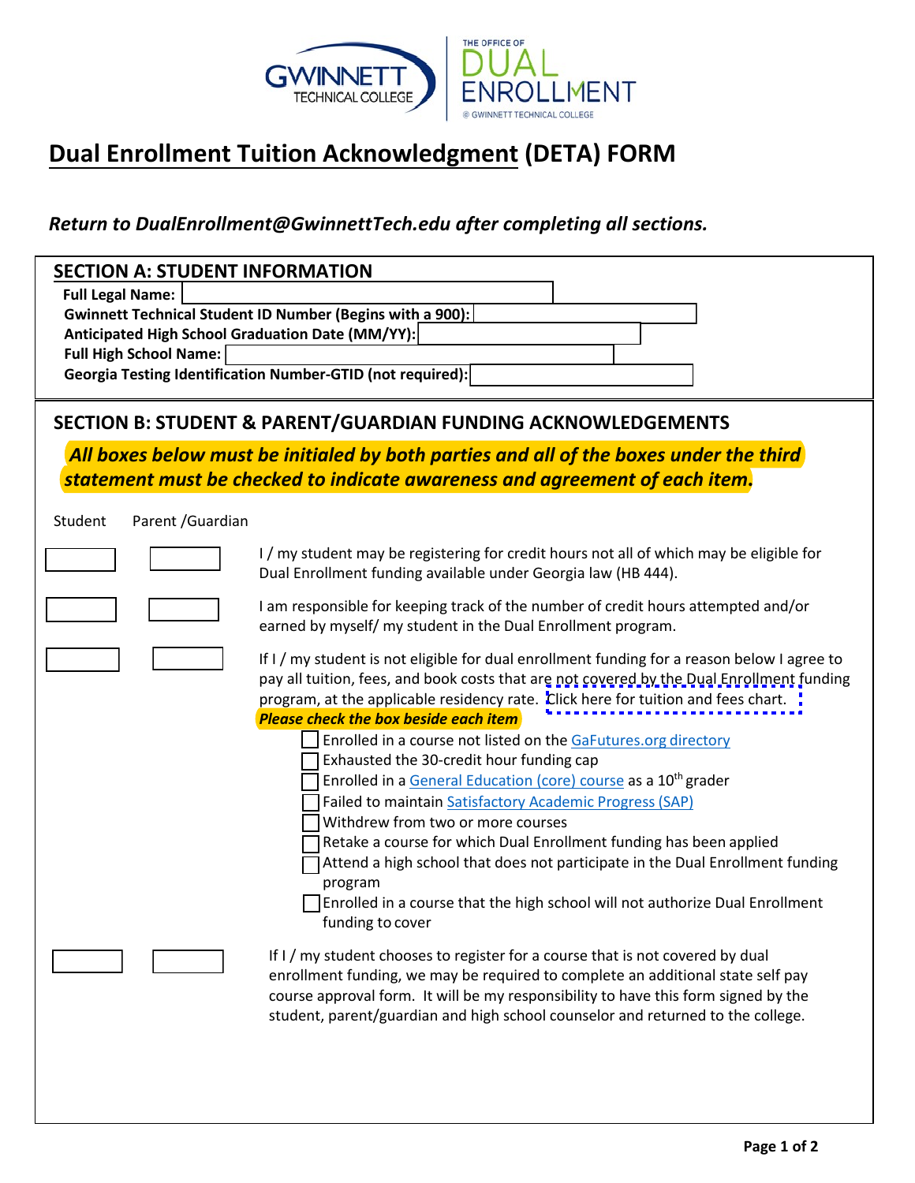# Dual Enrollment Tuition Acknowledgment (DETA) FORM

*Return to DualEnrollment@GwinnettTech.edu after completing all sections.*

## SECTION A: STUDENT INFORMATION

**Full Legal Name:**

**Gwinnett Technical Student ID Number (Begins with a 900):**

**Anticipated High School Graduation Date (MM/YY):**

**Full High School Name:**

**Georgia Testing Identification Number-GTID (not required):**

## SECTION B: STUDENT & PARENT/GUARDIAN FUNDING ACKNOWLEDGEMENTS

***All boxes below must be initialed by both parties and all of the boxes under the third statement must be checked to indicate awareness and agreement of each item.***

| Student | Parent /Guardian | |
|---|---|---|
| | | I / my student may be registering for credit hours not all of which may be eligible for Dual Enrollment funding available under Georgia law (HB 444). |
| | | I am responsible for keeping track of the number of credit hours attempted and/or earned by myself/ my student in the Dual Enrollment program. |
| | | If I / my student is not eligible for dual enrollment funding for a reason below I agree to pay all tuition, fees, and book costs that are not covered by the Dual Enrollment funding program, at the applicable residency rate. Click here for tuition and fees chart. |

***Please check the box beside each item***

- ☐ Enrolled in a course not listed on the GaFutures.org directory
- ☐ Exhausted the 30-credit hour funding cap
- ☐ Enrolled in a General Education (core) course as a 10th grader
- ☐ Failed to maintain Satisfactory Academic Progress (SAP)
- ☐ Withdrew from two or more courses
- ☐ Retake a course for which Dual Enrollment funding has been applied
- ☐ Attend a high school that does not participate in the Dual Enrollment funding program
- ☐ Enrolled in a course that the high school will not authorize Dual Enrollment funding to cover

| Student | Parent /Guardian | |
|---|---|---|
| | | If I / my student chooses to register for a course that is not covered by dual enrollment funding, we may be required to complete an additional state self pay course approval form. It will be my responsibility to have this form signed by the student, parent/guardian and high school counselor and returned to the college. |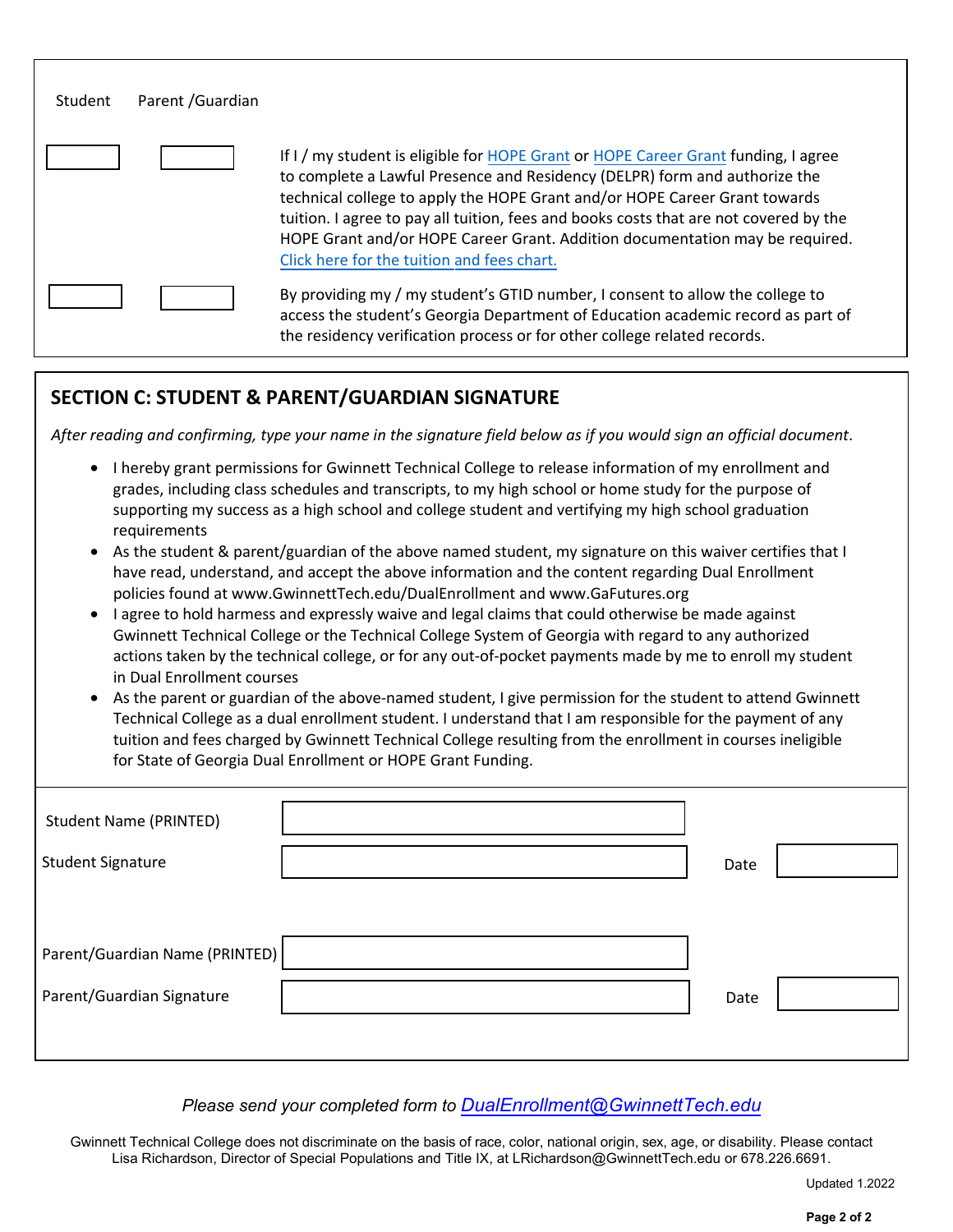| Student | Parent /Guardian | |
|---|---|---|
| | | If I / my student is eligible for HOPE Grant or HOPE Career Grant funding, I agree to complete a Lawful Presence and Residency (DELPR) form and authorize the technical college to apply the HOPE Grant and/or HOPE Career Grant towards tuition. I agree to pay all tuition, fees and books costs that are not covered by the HOPE Grant and/or HOPE Career Grant. Addition documentation may be required. Click here for the tuition and fees chart. |
| | | By providing my / my student's GTID number, I consent to allow the college to access the student's Georgia Department of Education academic record as part of the residency verification process or for other college related records. |

## SECTION C: STUDENT & PARENT/GUARDIAN SIGNATURE

*After reading and confirming, type your name in the signature field below as if you would sign an official document.*

- I hereby grant permissions for Gwinnett Technical College to release information of my enrollment and grades, including class schedules and transcripts, to my high school or home study for the purpose of supporting my success as a high school and college student and vertifying my high school graduation requirements
- As the student & parent/guardian of the above named student, my signature on this waiver certifies that I have read, understand, and accept the above information and the content regarding Dual Enrollment policies found at www.GwinnettTech.edu/DualEnrollment and www.GaFutures.org
- I agree to hold harmess and expressly waive and legal claims that could otherwise be made against Gwinnett Technical College or the Technical College System of Georgia with regard to any authorized actions taken by the technical college, or for any out-of-pocket payments made by me to enroll my student in Dual Enrollment courses
- As the parent or guardian of the above-named student, I give permission for the student to attend Gwinnett Technical College as a dual enrollment student. I understand that I am responsible for the payment of any tuition and fees charged by Gwinnett Technical College resulting from the enrollment in courses ineligible for State of Georgia Dual Enrollment or HOPE Grant Funding.

| | | | |
|---|---|---|---|
| Student Name (PRINTED) | | | |
| Student Signature | | Date | |
| Parent/Guardian Name (PRINTED) | | | |
| Parent/Guardian Signature | | Date | |

*Please send your completed form to DualEnrollment@GwinnettTech.edu*

Gwinnett Technical College does not discriminate on the basis of race, color, national origin, sex, age, or disability. Please contact Lisa Richardson, Director of Special Populations and Title IX, at LRichardson@GwinnettTech.edu or 678.226.6691.

Updated 1.2022